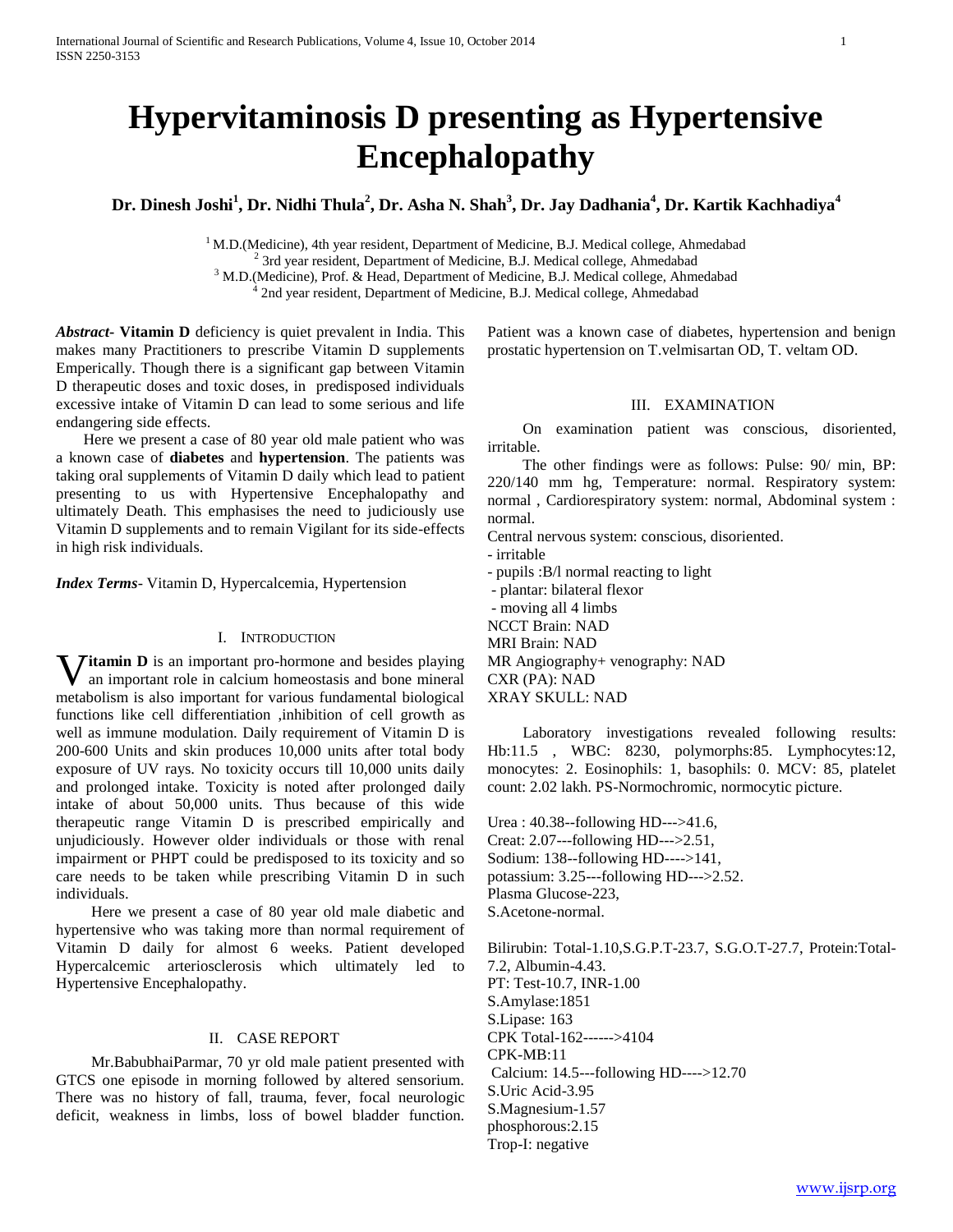# Hypervitaminosis D presenting as Hypertensive Encephalopathy

**Dr. Dinesh Joshi[1], Dr. Nidhi Thula[2], Dr. Asha N. Shah[3], Dr. Jay Dadhania[4], Dr. Kartik Kachhadiya[4]**

[1] M.D.(Medicine), 4th year resident, Department of Medicine, B.J. Medical college, Ahmedabad
[2] 3rd year resident, Department of Medicine, B.J. Medical college, Ahmedabad
[3] M.D.(Medicine), Prof. & Head, Department of Medicine, B.J. Medical college, Ahmedabad
[4] 2nd year resident, Department of Medicine, B.J. Medical college, Ahmedabad

***Abstract*- Vitamin D** deficiency is quiet prevalent in India. This makes many Practitioners to prescribe Vitamin D supplements Emperically. Though there is a significant gap between Vitamin D therapeutic doses and toxic doses, in predisposed individuals excessive intake of Vitamin D can lead to some serious and life endangering side effects.

Here we present a case of 80 year old male patient who was a known case of **diabetes** and **hypertension**. The patients was taking oral supplements of Vitamin D daily which lead to patient presenting to us with Hypertensive Encephalopathy and ultimately Death. This emphasises the need to judiciously use Vitamin D supplements and to remain Vigilant for its side-effects in high risk individuals.

***Index Terms***- Vitamin D, Hypercalcemia, Hypertension

## I. Introduction

**Vitamin D** is an important pro-hormone and besides playing an important role in calcium homeostasis and bone mineral metabolism is also important for various fundamental biological functions like cell differentiation ,inhibition of cell growth as well as immune modulation. Daily requirement of Vitamin D is 200-600 Units and skin produces 10,000 units after total body exposure of UV rays. No toxicity occurs till 10,000 units daily and prolonged intake. Toxicity is noted after prolonged daily intake of about 50,000 units. Thus because of this wide therapeutic range Vitamin D is prescribed empirically and unjudiciously. However older individuals or those with renal impairment or PHPT could be predisposed to its toxicity and so care needs to be taken while prescribing Vitamin D in such individuals.

Here we present a case of 80 year old male diabetic and hypertensive who was taking more than normal requirement of Vitamin D daily for almost 6 weeks. Patient developed Hypercalcemic arteriosclerosis which ultimately led to Hypertensive Encephalopathy.

## II. Case Report

Mr.BabubhaiParmar, 70 yr old male patient presented with GTCS one episode in morning followed by altered sensorium. There was no history of fall, trauma, fever, focal neurologic deficit, weakness in limbs, loss of bowel bladder function. Patient was a known case of diabetes, hypertension and benign prostatic hypertension on T.velmisartan OD, T. veltam OD.

## III. Examination

On examination patient was conscious, disoriented, irritable.

The other findings were as follows: Pulse: 90/ min, BP: 220/140 mm hg, Temperature: normal. Respiratory system: normal , Cardiorespiratory system: normal, Abdominal system : normal.

Central nervous system: conscious, disoriented.
- irritable
- pupils :B/l normal reacting to light
- plantar: bilateral flexor
- moving all 4 limbs

NCCT Brain: NAD
MRI Brain: NAD
MR Angiography+ venography: NAD
CXR (PA): NAD
XRAY SKULL: NAD

Laboratory investigations revealed following results: Hb:11.5 , WBC: 8230, polymorphs:85. Lymphocytes:12, monocytes: 2. Eosinophils: 1, basophils: 0. MCV: 85, platelet count: 2.02 lakh. PS-Normochromic, normocytic picture.

Urea : 40.38--following HD--->41.6,
Creat: 2.07---following HD--->2.51,
Sodium: 138--following HD---->141,
potassium: 3.25---following HD--->2.52.
Plasma Glucose-223,
S.Acetone-normal.

Bilirubin: Total-1.10,S.G.P.T-23.7, S.G.O.T-27.7, Protein:Total-7.2, Albumin-4.43.
PT: Test-10.7, INR-1.00
S.Amylase:1851
S.Lipase: 163
CPK Total-162------>4104
CPK-MB:11
Calcium: 14.5---following HD---->12.70
S.Uric Acid-3.95
S.Magnesium-1.57
phosphorous:2.15
Trop-I: negative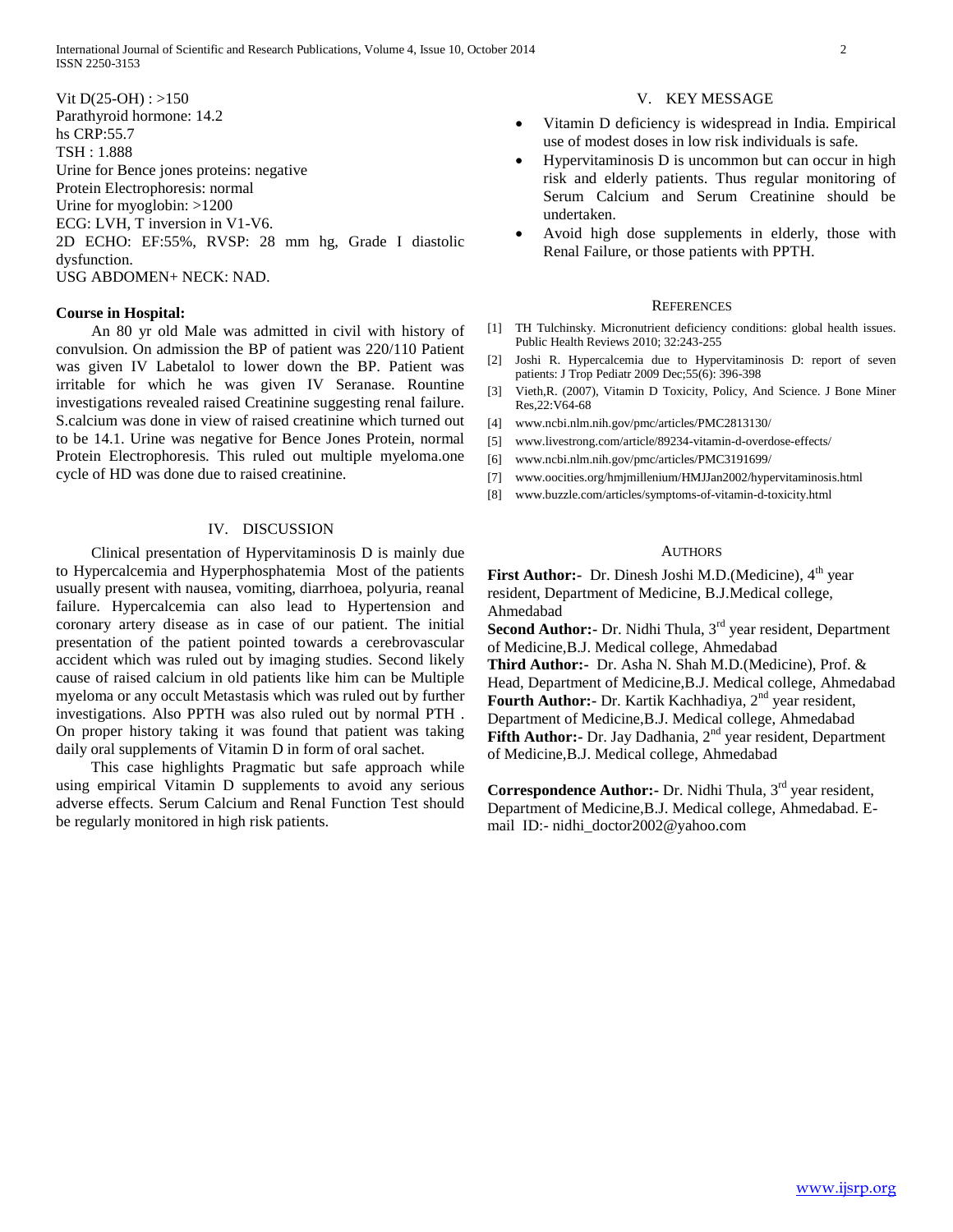Vit D(25-OH) : >150
Parathyroid hormone: 14.2
hs CRP:55.7
TSH : 1.888
Urine for Bence jones proteins: negative
Protein Electrophoresis: normal
Urine for myoglobin: >1200
ECG: LVH, T inversion in V1-V6.
2D ECHO: EF:55%, RVSP: 28 mm hg, Grade I diastolic dysfunction.
USG ABDOMEN+ NECK: NAD.

**Course in Hospital:**

An 80 yr old Male was admitted in civil with history of convulsion. On admission the BP of patient was 220/110 Patient was given IV Labetalol to lower down the BP. Patient was irritable for which he was given IV Seranase. Rountine investigations revealed raised Creatinine suggesting renal failure. S.calcium was done in view of raised creatinine which turned out to be 14.1. Urine was negative for Bence Jones Protein, normal Protein Electrophoresis. This ruled out multiple myeloma.one cycle of HD was done due to raised creatinine.

## IV. DISCUSSION

Clinical presentation of Hypervitaminosis D is mainly due to Hypercalcemia and Hyperphosphatemia Most of the patients usually present with nausea, vomiting, diarrhoea, polyuria, reanal failure. Hypercalcemia can also lead to Hypertension and coronary artery disease as in case of our patient. The initial presentation of the patient pointed towards a cerebrovascular accident which was ruled out by imaging studies. Second likely cause of raised calcium in old patients like him can be Multiple myeloma or any occult Metastasis which was ruled out by further investigations. Also PPTH was also ruled out by normal PTH . On proper history taking it was found that patient was taking daily oral supplements of Vitamin D in form of oral sachet.

This case highlights Pragmatic but safe approach while using empirical Vitamin D supplements to avoid any serious adverse effects. Serum Calcium and Renal Function Test should be regularly monitored in high risk patients.

## V. KEY MESSAGE

- Vitamin D deficiency is widespread in India. Empirical use of modest doses in low risk individuals is safe.
- Hypervitaminosis D is uncommon but can occur in high risk and elderly patients. Thus regular monitoring of Serum Calcium and Serum Creatinine should be undertaken.
- Avoid high dose supplements in elderly, those with Renal Failure, or those patients with PPTH.

## REFERENCES

[1] TH Tulchinsky. Micronutrient deficiency conditions: global health issues. Public Health Reviews 2010; 32:243-255

[2] Joshi R. Hypercalcemia due to Hypervitaminosis D: report of seven patients: J Trop Pediatr 2009 Dec;55(6): 396-398

[3] Vieth,R. (2007), Vitamin D Toxicity, Policy, And Science. J Bone Miner Res,22:V64-68

[4] www.ncbi.nlm.nih.gov/pmc/articles/PMC2813130/

[5] www.livestrong.com/article/89234-vitamin-d-overdose-effects/

[6] www.ncbi.nlm.nih.gov/pmc/articles/PMC3191699/

[7] www.oocities.org/hmjmillenium/HMJJan2002/hypervitaminosis.html

[8] www.buzzle.com/articles/symptoms-of-vitamin-d-toxicity.html

## AUTHORS

**First Author:-** Dr. Dinesh Joshi M.D.(Medicine), 4th year resident, Department of Medicine, B.J.Medical college, Ahmedabad

**Second Author:-** Dr. Nidhi Thula, 3rd year resident, Department of Medicine,B.J. Medical college, Ahmedabad

**Third Author:-** Dr. Asha N. Shah M.D.(Medicine), Prof. & Head, Department of Medicine,B.J. Medical college, Ahmedabad

**Fourth Author:-** Dr. Kartik Kachhadiya, 2nd year resident, Department of Medicine,B.J. Medical college, Ahmedabad

**Fifth Author:-** Dr. Jay Dadhania, 2nd year resident, Department of Medicine,B.J. Medical college, Ahmedabad

**Correspondence Author:-** Dr. Nidhi Thula, 3rd year resident, Department of Medicine,B.J. Medical college, Ahmedabad. E-mail ID:- nidhi_doctor2002@yahoo.com